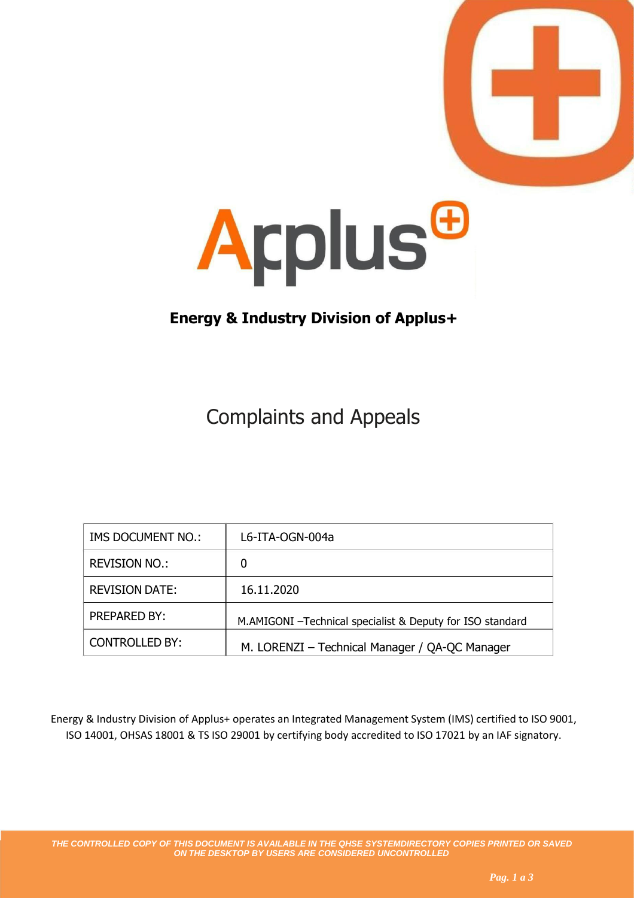**Energy & Industry Division of Applus+**

# Complaints and Appeals

| IMS DOCUMENT NO.: | L6-ITA-OGN-004a |
|---|---|
| REVISION NO.: | 0 |
| REVISION DATE: | 16.11.2020 |
| PREPARED BY: | M.AMIGONI –Technical specialist & Deputy for ISO standard |
| CONTROLLED BY: | M. LORENZI – Technical Manager / QA-QC Manager |

Energy & Industry Division of Applus+ operates an Integrated Management System (IMS) certified to ISO 9001, ISO 14001, OHSAS 18001 & TS ISO 29001 by certifying body accredited to ISO 17021 by an IAF signatory.

*THE CONTROLLED COPY OF THIS DOCUMENT IS AVAILABLE IN THE QHSE SYSTEMDIRECTORY COPIES PRINTED OR SAVED ON THE DESKTOP BY USERS ARE CONSIDERED UNCONTROLLED*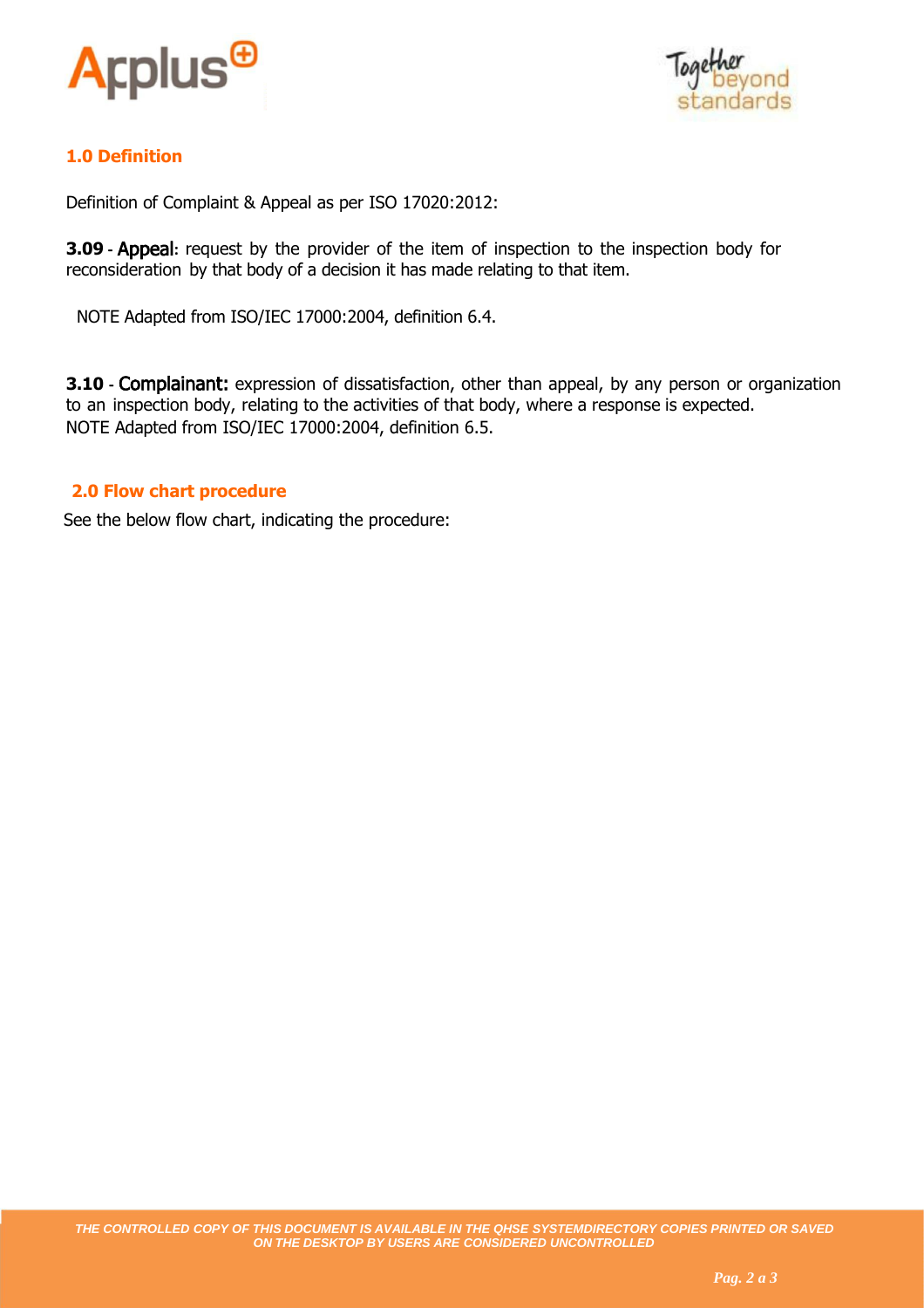## 1.0 Definition

Definition of Complaint & Appeal as per ISO 17020:2012:

**3.09** - Appeal: request by the provider of the item of inspection to the inspection body for reconsideration by that body of a decision it has made relating to that item.

NOTE Adapted from ISO/IEC 17000:2004, definition 6.4.

**3.10** - Complainant: expression of dissatisfaction, other than appeal, by any person or organization to an inspection body, relating to the activities of that body, where a response is expected.
NOTE Adapted from ISO/IEC 17000:2004, definition 6.5.

## 2.0 Flow chart procedure

See the below flow chart, indicating the procedure: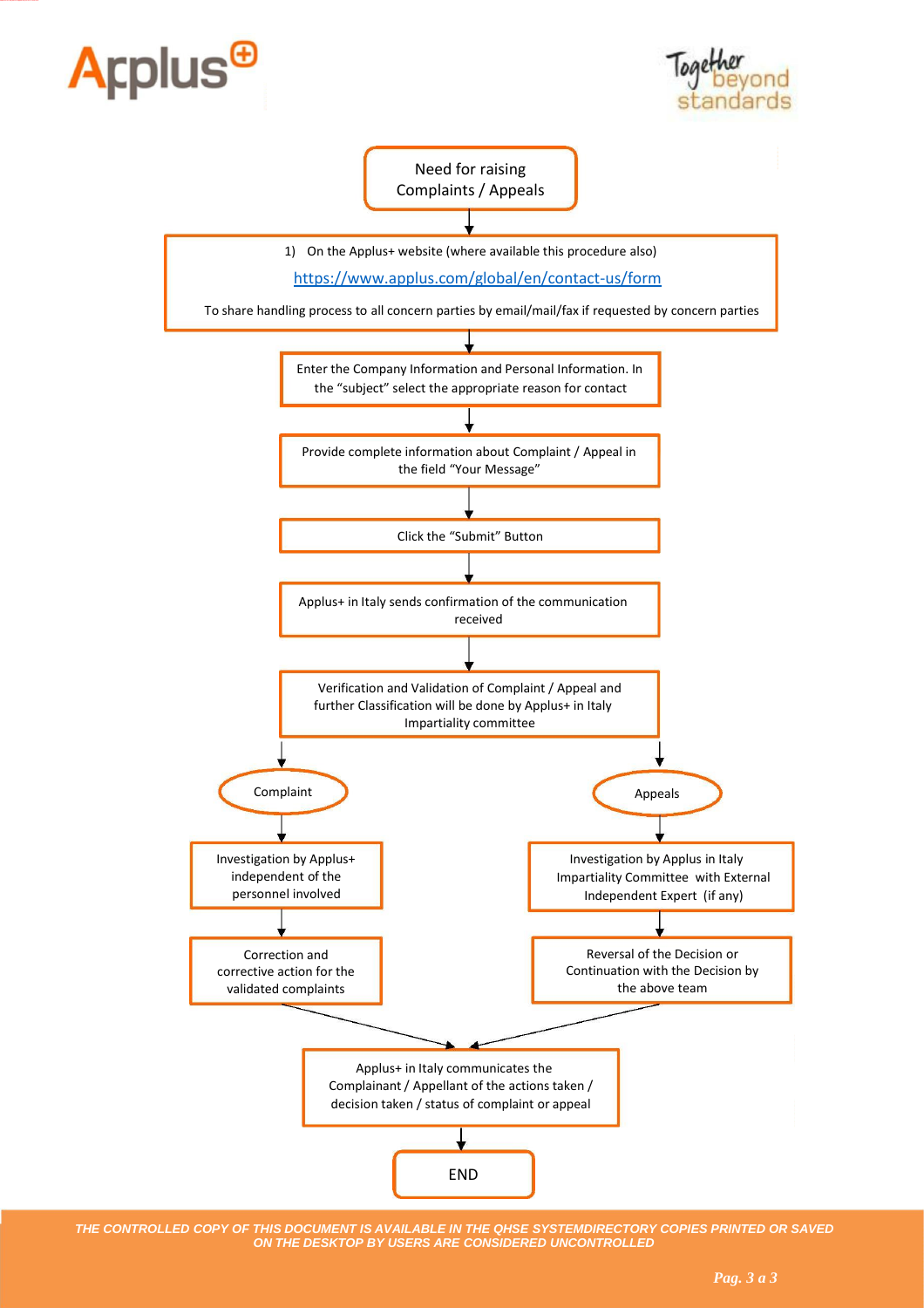Need for raising Complaints / Appeals

1) On the Applus+ website (where available this procedure also)

https://www.applus.com/global/en/contact-us/form

To share handling process to all concern parties by email/mail/fax if requested by concern parties

Enter the Company Information and Personal Information. In the "subject" select the appropriate reason for contact

Provide complete information about Complaint / Appeal in the field "Your Message"

Click the "Submit" Button

Applus+ in Italy sends confirmation of the communication received

Verification and Validation of Complaint / Appeal and further Classification will be done by Applus+ in Italy Impartiality committee

Complaint

Investigation by Applus+ independent of the personnel involved

Correction and corrective action for the validated complaints

Appeals

Investigation by Applus in Italy Impartiality Committee with External Independent Expert (if any)

Reversal of the Decision or Continuation with the Decision by the above team

Applus+ in Italy communicates the Complainant / Appellant of the actions taken / decision taken / status of complaint or appeal

END

*THE CONTROLLED COPY OF THIS DOCUMENT IS AVAILABLE IN THE QHSE SYSTEMDIRECTORY COPIES PRINTED OR SAVED ON THE DESKTOP BY USERS ARE CONSIDERED UNCONTROLLED*